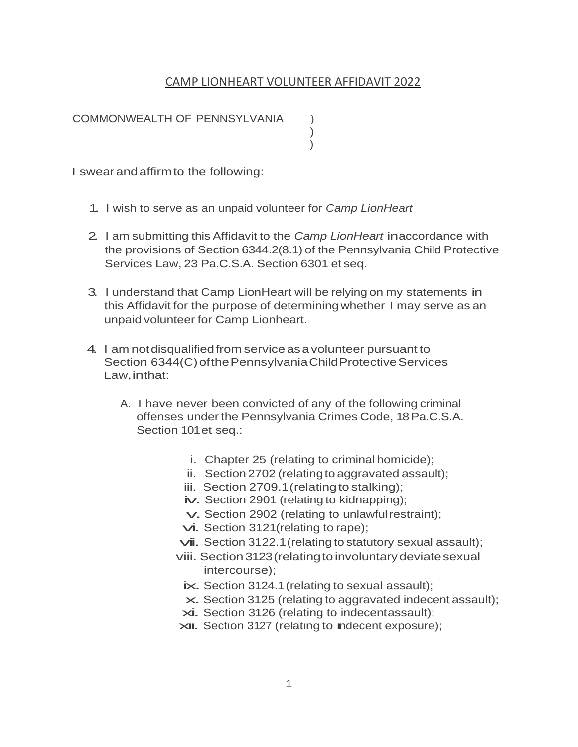# CAMP LIONHEART VOLUNTEER AFFIDAVIT 2022

COMMONWEALTH OF PENNSYLVANIA )
)
)

I swear and affirm to the following:

1. I wish to serve as an unpaid volunteer for *Camp LionHeart*

2. I am submitting this Affidavit to the *Camp LionHeart* in accordance with the provisions of Section 6344.2(8.1) of the Pennsylvania Child Protective Services Law, 23 Pa.C.S.A. Section 6301 et seq.

3. I understand that Camp LionHeart will be relying on my statements in this Affidavit for the purpose of determining whether I may serve as an unpaid volunteer for Camp Lionheart.

4. I am not disqualified from service as a volunteer pursuant to Section 6344(C) of the Pennsylvania Child Protective Services Law, in that:

   A. I have never been convicted of any of the following criminal offenses under the Pennsylvania Crimes Code, 18 Pa.C.S.A. Section 101 et seq.:

      i. Chapter 25 (relating to criminal homicide);
      ii. Section 2702 (relating to aggravated assault);
      iii. Section 2709.1 (relating to stalking);
      iv. Section 2901 (relating to kidnapping);
      v. Section 2902 (relating to unlawful restraint);
      vi. Section 3121 (relating to rape);
      vii. Section 3122.1 (relating to statutory sexual assault);
      viii. Section 3123 (relating to involuntary deviate sexual intercourse);
      ix. Section 3124.1 (relating to sexual assault);
      x. Section 3125 (relating to aggravated indecent assault);
      xi. Section 3126 (relating to indecent assault);
      xii. Section 3127 (relating to indecent exposure);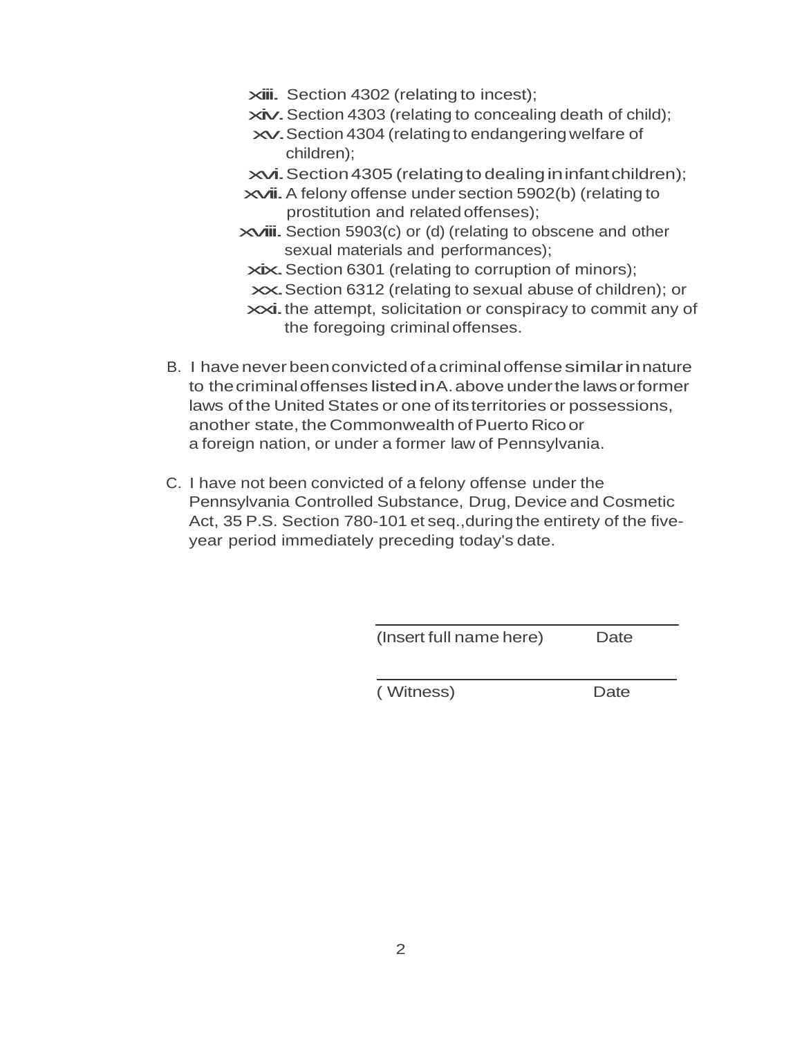xiii. Section 4302 (relating to incest);
xiv. Section 4303 (relating to concealing death of child);
xv. Section 4304 (relating to endangering welfare of children);
xvi. Section 4305 (relating to dealing in infant children);
xvii. A felony offense under section 5902(b) (relating to prostitution and related offenses);
xviii. Section 5903(c) or (d) (relating to obscene and other sexual materials and performances);
xix. Section 6301 (relating to corruption of minors);
xx. Section 6312 (relating to sexual abuse of children); or
xxi. the attempt, solicitation or conspiracy to commit any of the foregoing criminal offenses.

B. I have never been convicted of a criminal offense similar in nature to the criminal offenses listed in A. above under the laws or former laws of the United States or one of its territories or possessions, another state, the Commonwealth of Puerto Rico or a foreign nation, or under a former law of Pennsylvania.

C. I have not been convicted of a felony offense under the Pennsylvania Controlled Substance, Drug, Device and Cosmetic Act, 35 P.S. Section 780-101 et seq., during the entirety of the five-year period immediately preceding today's date.

\_\_\_\_\_\_\_\_\_\_\_\_\_\_\_\_\_\_\_\_\_\_\_\_\_\_\_\_\_\_\_\_\_\_\_\_\_\_\_\_

(Insert full name here) Date

\_\_\_\_\_\_\_\_\_\_\_\_\_\_\_\_\_\_\_\_\_\_\_\_\_\_\_\_\_\_\_\_\_\_\_\_\_\_\_\_

( Witness) Date